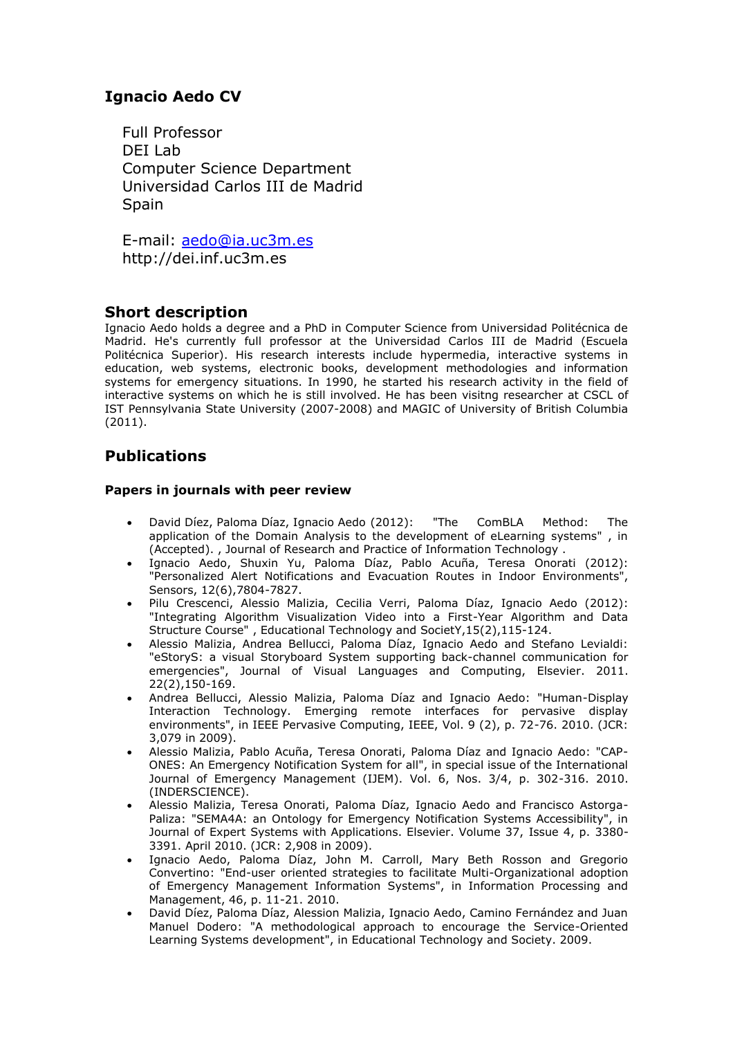## Ignacio Aedo CV

Full Professor
DEI Lab
Computer Science Department
Universidad Carlos III de Madrid
Spain

E-mail: aedo@ia.uc3m.es
http://dei.inf.uc3m.es

## Short description

Ignacio Aedo holds a degree and a PhD in Computer Science from Universidad Politécnica de Madrid. He's currently full professor at the Universidad Carlos III de Madrid (Escuela Politécnica Superior). His research interests include hypermedia, interactive systems in education, web systems, electronic books, development methodologies and information systems for emergency situations. In 1990, he started his research activity in the field of interactive systems on which he is still involved. He has been visitng researcher at CSCL of IST Pennsylvania State University (2007-2008) and MAGIC of University of British Columbia (2011).

## Publications

### Papers in journals with peer review

- David Díez, Paloma Díaz, Ignacio Aedo (2012): "The ComBLA Method: The application of the Domain Analysis to the development of eLearning systems" , in (Accepted). , Journal of Research and Practice of Information Technology .
- Ignacio Aedo, Shuxin Yu, Paloma Díaz, Pablo Acuña, Teresa Onorati (2012): "Personalized Alert Notifications and Evacuation Routes in Indoor Environments", Sensors, 12(6),7804-7827.
- Pilu Crescenci, Alessio Malizia, Cecilia Verri, Paloma Díaz, Ignacio Aedo (2012): "Integrating Algorithm Visualization Video into a First-Year Algorithm and Data Structure Course" , Educational Technology and SocietY,15(2),115-124.
- Alessio Malizia, Andrea Bellucci, Paloma Díaz, Ignacio Aedo and Stefano Levialdi: "eStoryS: a visual Storyboard System supporting back-channel communication for emergencies", Journal of Visual Languages and Computing, Elsevier. 2011. 22(2),150-169.
- Andrea Bellucci, Alessio Malizia, Paloma Díaz and Ignacio Aedo: "Human-Display Interaction Technology. Emerging remote interfaces for pervasive display environments", in IEEE Pervasive Computing, IEEE, Vol. 9 (2), p. 72-76. 2010. (JCR: 3,079 in 2009).
- Alessio Malizia, Pablo Acuña, Teresa Onorati, Paloma Díaz and Ignacio Aedo: "CAP-ONES: An Emergency Notification System for all", in special issue of the International Journal of Emergency Management (IJEM). Vol. 6, Nos. 3/4, p. 302-316. 2010. (INDERSCIENCE).
- Alessio Malizia, Teresa Onorati, Paloma Díaz, Ignacio Aedo and Francisco Astorga-Paliza: "SEMA4A: an Ontology for Emergency Notification Systems Accessibility", in Journal of Expert Systems with Applications. Elsevier. Volume 37, Issue 4, p. 3380-3391. April 2010. (JCR: 2,908 in 2009).
- Ignacio Aedo, Paloma Díaz, John M. Carroll, Mary Beth Rosson and Gregorio Convertino: "End-user oriented strategies to facilitate Multi-Organizational adoption of Emergency Management Information Systems", in Information Processing and Management, 46, p. 11-21. 2010.
- David Díez, Paloma Díaz, Alession Malizia, Ignacio Aedo, Camino Fernández and Juan Manuel Dodero: "A methodological approach to encourage the Service-Oriented Learning Systems development", in Educational Technology and Society. 2009.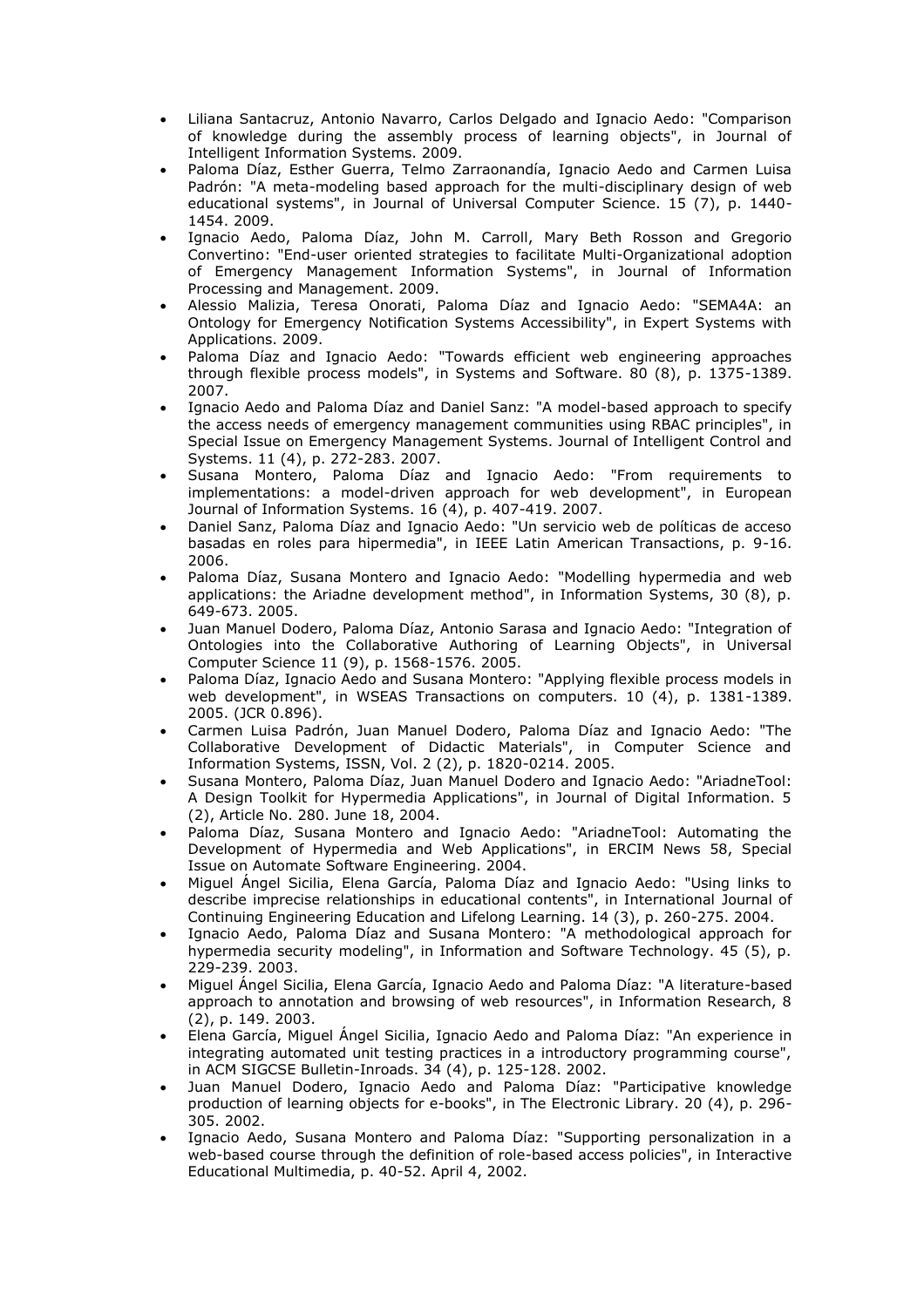- Liliana Santacruz, Antonio Navarro, Carlos Delgado and Ignacio Aedo: "Comparison of knowledge during the assembly process of learning objects", in Journal of Intelligent Information Systems. 2009.
- Paloma Díaz, Esther Guerra, Telmo Zarraonandía, Ignacio Aedo and Carmen Luisa Padrón: "A meta-modeling based approach for the multi-disciplinary design of web educational systems", in Journal of Universal Computer Science. 15 (7), p. 1440-1454. 2009.
- Ignacio Aedo, Paloma Díaz, John M. Carroll, Mary Beth Rosson and Gregorio Convertino: "End-user oriented strategies to facilitate Multi-Organizational adoption of Emergency Management Information Systems", in Journal of Information Processing and Management. 2009.
- Alessio Malizia, Teresa Onorati, Paloma Díaz and Ignacio Aedo: "SEMA4A: an Ontology for Emergency Notification Systems Accessibility", in Expert Systems with Applications. 2009.
- Paloma Díaz and Ignacio Aedo: "Towards efficient web engineering approaches through flexible process models", in Systems and Software. 80 (8), p. 1375-1389. 2007.
- Ignacio Aedo and Paloma Díaz and Daniel Sanz: "A model-based approach to specify the access needs of emergency management communities using RBAC principles", in Special Issue on Emergency Management Systems. Journal of Intelligent Control and Systems. 11 (4), p. 272-283. 2007.
- Susana Montero, Paloma Díaz and Ignacio Aedo: "From requirements to implementations: a model-driven approach for web development", in European Journal of Information Systems. 16 (4), p. 407-419. 2007.
- Daniel Sanz, Paloma Díaz and Ignacio Aedo: "Un servicio web de políticas de acceso basadas en roles para hipermedia", in IEEE Latin American Transactions, p. 9-16. 2006.
- Paloma Díaz, Susana Montero and Ignacio Aedo: "Modelling hypermedia and web applications: the Ariadne development method", in Information Systems, 30 (8), p. 649-673. 2005.
- Juan Manuel Dodero, Paloma Díaz, Antonio Sarasa and Ignacio Aedo: "Integration of Ontologies into the Collaborative Authoring of Learning Objects", in Universal Computer Science 11 (9), p. 1568-1576. 2005.
- Paloma Díaz, Ignacio Aedo and Susana Montero: "Applying flexible process models in web development", in WSEAS Transactions on computers. 10 (4), p. 1381-1389. 2005. (JCR 0.896).
- Carmen Luisa Padrón, Juan Manuel Dodero, Paloma Díaz and Ignacio Aedo: "The Collaborative Development of Didactic Materials", in Computer Science and Information Systems, ISSN, Vol. 2 (2), p. 1820-0214. 2005.
- Susana Montero, Paloma Díaz, Juan Manuel Dodero and Ignacio Aedo: "AriadneTool: A Design Toolkit for Hypermedia Applications", in Journal of Digital Information. 5 (2), Article No. 280. June 18, 2004.
- Paloma Díaz, Susana Montero and Ignacio Aedo: "AriadneTool: Automating the Development of Hypermedia and Web Applications", in ERCIM News 58, Special Issue on Automate Software Engineering. 2004.
- Miguel Ángel Sicilia, Elena García, Paloma Díaz and Ignacio Aedo: "Using links to describe imprecise relationships in educational contents", in International Journal of Continuing Engineering Education and Lifelong Learning. 14 (3), p. 260-275. 2004.
- Ignacio Aedo, Paloma Díaz and Susana Montero: "A methodological approach for hypermedia security modeling", in Information and Software Technology. 45 (5), p. 229-239. 2003.
- Miguel Ángel Sicilia, Elena García, Ignacio Aedo and Paloma Díaz: "A literature-based approach to annotation and browsing of web resources", in Information Research, 8 (2), p. 149. 2003.
- Elena García, Miguel Ángel Sicilia, Ignacio Aedo and Paloma Díaz: "An experience in integrating automated unit testing practices in a introductory programming course", in ACM SIGCSE Bulletin-Inroads. 34 (4), p. 125-128. 2002.
- Juan Manuel Dodero, Ignacio Aedo and Paloma Díaz: "Participative knowledge production of learning objects for e-books", in The Electronic Library. 20 (4), p. 296-305. 2002.
- Ignacio Aedo, Susana Montero and Paloma Díaz: "Supporting personalization in a web-based course through the definition of role-based access policies", in Interactive Educational Multimedia, p. 40-52. April 4, 2002.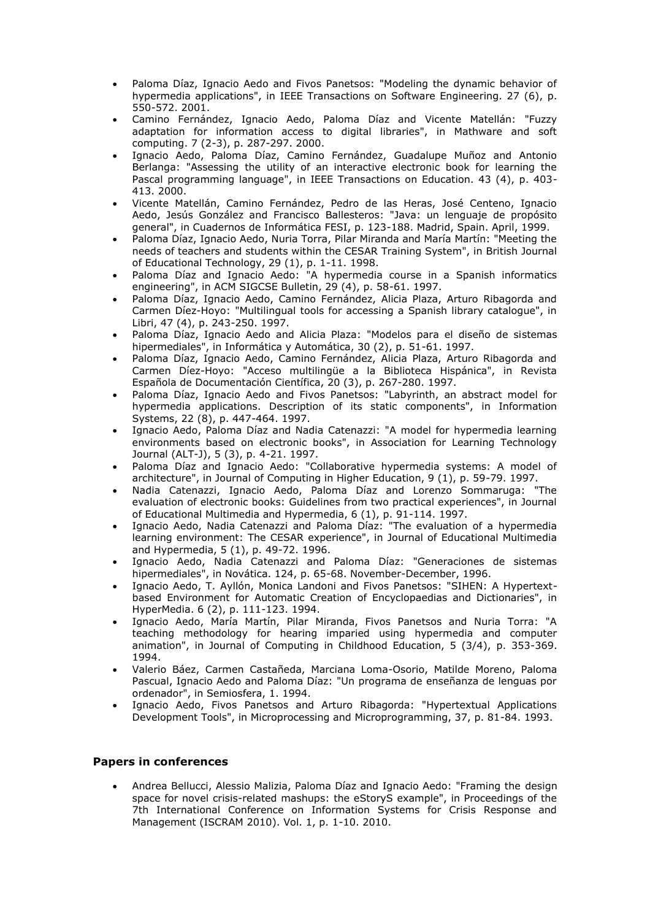- Paloma Díaz, Ignacio Aedo and Fivos Panetsos: "Modeling the dynamic behavior of hypermedia applications", in IEEE Transactions on Software Engineering. 27 (6), p. 550-572. 2001.
- Camino Fernández, Ignacio Aedo, Paloma Díaz and Vicente Matellán: "Fuzzy adaptation for information access to digital libraries", in Mathware and soft computing. 7 (2-3), p. 287-297. 2000.
- Ignacio Aedo, Paloma Díaz, Camino Fernández, Guadalupe Muñoz and Antonio Berlanga: "Assessing the utility of an interactive electronic book for learning the Pascal programming language", in IEEE Transactions on Education. 43 (4), p. 403-413. 2000.
- Vicente Matellán, Camino Fernández, Pedro de las Heras, José Centeno, Ignacio Aedo, Jesús González and Francisco Ballesteros: "Java: un lenguaje de propósito general", in Cuadernos de Informática FESI, p. 123-188. Madrid, Spain. April, 1999.
- Paloma Díaz, Ignacio Aedo, Nuria Torra, Pilar Miranda and María Martín: "Meeting the needs of teachers and students within the CESAR Training System", in British Journal of Educational Technology, 29 (1), p. 1-11. 1998.
- Paloma Díaz and Ignacio Aedo: "A hypermedia course in a Spanish informatics engineering", in ACM SIGCSE Bulletin, 29 (4), p. 58-61. 1997.
- Paloma Díaz, Ignacio Aedo, Camino Fernández, Alicia Plaza, Arturo Ribagorda and Carmen Díez-Hoyo: "Multilingual tools for accessing a Spanish library catalogue", in Libri, 47 (4), p. 243-250. 1997.
- Paloma Díaz, Ignacio Aedo and Alicia Plaza: "Modelos para el diseño de sistemas hipermediales", in Informática y Automática, 30 (2), p. 51-61. 1997.
- Paloma Díaz, Ignacio Aedo, Camino Fernández, Alicia Plaza, Arturo Ribagorda and Carmen Díez-Hoyo: "Acceso multilingüe a la Biblioteca Hispánica", in Revista Española de Documentación Científica, 20 (3), p. 267-280. 1997.
- Paloma Díaz, Ignacio Aedo and Fivos Panetsos: "Labyrinth, an abstract model for hypermedia applications. Description of its static components", in Information Systems, 22 (8), p. 447-464. 1997.
- Ignacio Aedo, Paloma Díaz and Nadia Catenazzi: "A model for hypermedia learning environments based on electronic books", in Association for Learning Technology Journal (ALT-J), 5 (3), p. 4-21. 1997.
- Paloma Díaz and Ignacio Aedo: "Collaborative hypermedia systems: A model of architecture", in Journal of Computing in Higher Education, 9 (1), p. 59-79. 1997.
- Nadia Catenazzi, Ignacio Aedo, Paloma Díaz and Lorenzo Sommaruga: "The evaluation of electronic books: Guidelines from two practical experiences", in Journal of Educational Multimedia and Hypermedia, 6 (1), p. 91-114. 1997.
- Ignacio Aedo, Nadia Catenazzi and Paloma Díaz: "The evaluation of a hypermedia learning environment: The CESAR experience", in Journal of Educational Multimedia and Hypermedia, 5 (1), p. 49-72. 1996.
- Ignacio Aedo, Nadia Catenazzi and Paloma Díaz: "Generaciones de sistemas hipermediales", in Novática. 124, p. 65-68. November-December, 1996.
- Ignacio Aedo, T. Ayllón, Monica Landoni and Fivos Panetsos: "SIHEN: A Hypertext-based Environment for Automatic Creation of Encyclopaedias and Dictionaries", in HyperMedia. 6 (2), p. 111-123. 1994.
- Ignacio Aedo, María Martín, Pilar Miranda, Fivos Panetsos and Nuria Torra: "A teaching methodology for hearing imparied using hypermedia and computer animation", in Journal of Computing in Childhood Education, 5 (3/4), p. 353-369. 1994.
- Valerio Báez, Carmen Castañeda, Marciana Loma-Osorio, Matilde Moreno, Paloma Pascual, Ignacio Aedo and Paloma Díaz: "Un programa de enseñanza de lenguas por ordenador", in Semiosfera, 1. 1994.
- Ignacio Aedo, Fivos Panetsos and Arturo Ribagorda: "Hypertextual Applications Development Tools", in Microprocessing and Microprogramming, 37, p. 81-84. 1993.

### Papers in conferences

- Andrea Bellucci, Alessio Malizia, Paloma Díaz and Ignacio Aedo: "Framing the design space for novel crisis-related mashups: the eStoryS example", in Proceedings of the 7th International Conference on Information Systems for Crisis Response and Management (ISCRAM 2010). Vol. 1, p. 1-10. 2010.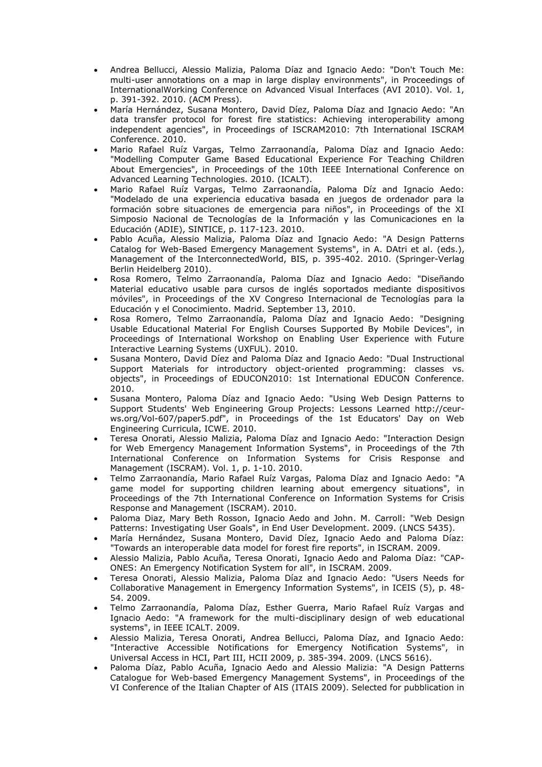- Andrea Bellucci, Alessio Malizia, Paloma Díaz and Ignacio Aedo: "Don't Touch Me: multi-user annotations on a map in large display environments", in Proceedings of InternationalWorking Conference on Advanced Visual Interfaces (AVI 2010). Vol. 1, p. 391-392. 2010. (ACM Press).
- María Hernández, Susana Montero, David Díez, Paloma Díaz and Ignacio Aedo: "An data transfer protocol for forest fire statistics: Achieving interoperability among independent agencies", in Proceedings of ISCRAM2010: 7th International ISCRAM Conference. 2010.
- Mario Rafael Ruíz Vargas, Telmo Zarraonandía, Paloma Díaz and Ignacio Aedo: "Modelling Computer Game Based Educational Experience For Teaching Children About Emergencies", in Proceedings of the 10th IEEE International Conference on Advanced Learning Technologies. 2010. (ICALT).
- Mario Rafael Ruíz Vargas, Telmo Zarraonandía, Paloma Díz and Ignacio Aedo: "Modelado de una experiencia educativa basada en juegos de ordenador para la formación sobre situaciones de emergencia para niños", in Proceedings of the XI Simposio Nacional de Tecnologías de la Información y las Comunicaciones en la Educación (ADIE), SINTICE, p. 117-123. 2010.
- Pablo Acuña, Alessio Malizia, Paloma Díaz and Ignacio Aedo: "A Design Patterns Catalog for Web-Based Emergency Management Systems", in A. DAtri et al. (eds.), Management of the InterconnectedWorld, BIS, p. 395-402. 2010. (Springer-Verlag Berlin Heidelberg 2010).
- Rosa Romero, Telmo Zarraonandía, Paloma Díaz and Ignacio Aedo: "Diseñando Material educativo usable para cursos de inglés soportados mediante dispositivos móviles", in Proceedings of the XV Congreso Internacional de Tecnologías para la Educación y el Conocimiento. Madrid. September 13, 2010.
- Rosa Romero, Telmo Zarraonandía, Paloma Díaz and Ignacio Aedo: "Designing Usable Educational Material For English Courses Supported By Mobile Devices", in Proceedings of International Workshop on Enabling User Experience with Future Interactive Learning Systems (UXFUL). 2010.
- Susana Montero, David Díez and Paloma Díaz and Ignacio Aedo: "Dual Instructional Support Materials for introductory object-oriented programming: classes vs. objects", in Proceedings of EDUCON2010: 1st International EDUCON Conference. 2010.
- Susana Montero, Paloma Díaz and Ignacio Aedo: "Using Web Design Patterns to Support Students' Web Engineering Group Projects: Lessons Learned http://ceur-ws.org/Vol-607/paper5.pdf", in Proceedings of the 1st Educators' Day on Web Engineering Curricula, ICWE. 2010.
- Teresa Onorati, Alessio Malizia, Paloma Díaz and Ignacio Aedo: "Interaction Design for Web Emergency Management Information Systems", in Proceedings of the 7th International Conference on Information Systems for Crisis Response and Management (ISCRAM). Vol. 1, p. 1-10. 2010.
- Telmo Zarraonandía, Mario Rafael Ruíz Vargas, Paloma Díaz and Ignacio Aedo: "A game model for supporting children learning about emergency situations", in Proceedings of the 7th International Conference on Information Systems for Crisis Response and Management (ISCRAM). 2010.
- Paloma Diaz, Mary Beth Rosson, Ignacio Aedo and John. M. Carroll: "Web Design Patterns: Investigating User Goals", in End User Development. 2009. (LNCS 5435).
- María Hernández, Susana Montero, David Díez, Ignacio Aedo and Paloma Díaz: "Towards an interoperable data model for forest fire reports", in ISCRAM. 2009.
- Alessio Malizia, Pablo Acuña, Teresa Onorati, Ignacio Aedo and Paloma Díaz: "CAP-ONES: An Emergency Notification System for all", in ISCRAM. 2009.
- Teresa Onorati, Alessio Malizia, Paloma Díaz and Ignacio Aedo: "Users Needs for Collaborative Management in Emergency Information Systems", in ICEIS (5), p. 48-54. 2009.
- Telmo Zarraonandía, Paloma Díaz, Esther Guerra, Mario Rafael Ruíz Vargas and Ignacio Aedo: "A framework for the multi-disciplinary design of web educational systems", in IEEE ICALT. 2009.
- Alessio Malizia, Teresa Onorati, Andrea Bellucci, Paloma Díaz, and Ignacio Aedo: "Interactive Accessible Notifications for Emergency Notification Systems", in Universal Access in HCI, Part III, HCII 2009, p. 385-394. 2009. (LNCS 5616).
- Paloma Díaz, Pablo Acuña, Ignacio Aedo and Alessio Malizia: "A Design Patterns Catalogue for Web-based Emergency Management Systems", in Proceedings of the VI Conference of the Italian Chapter of AIS (ITAIS 2009). Selected for pubblication in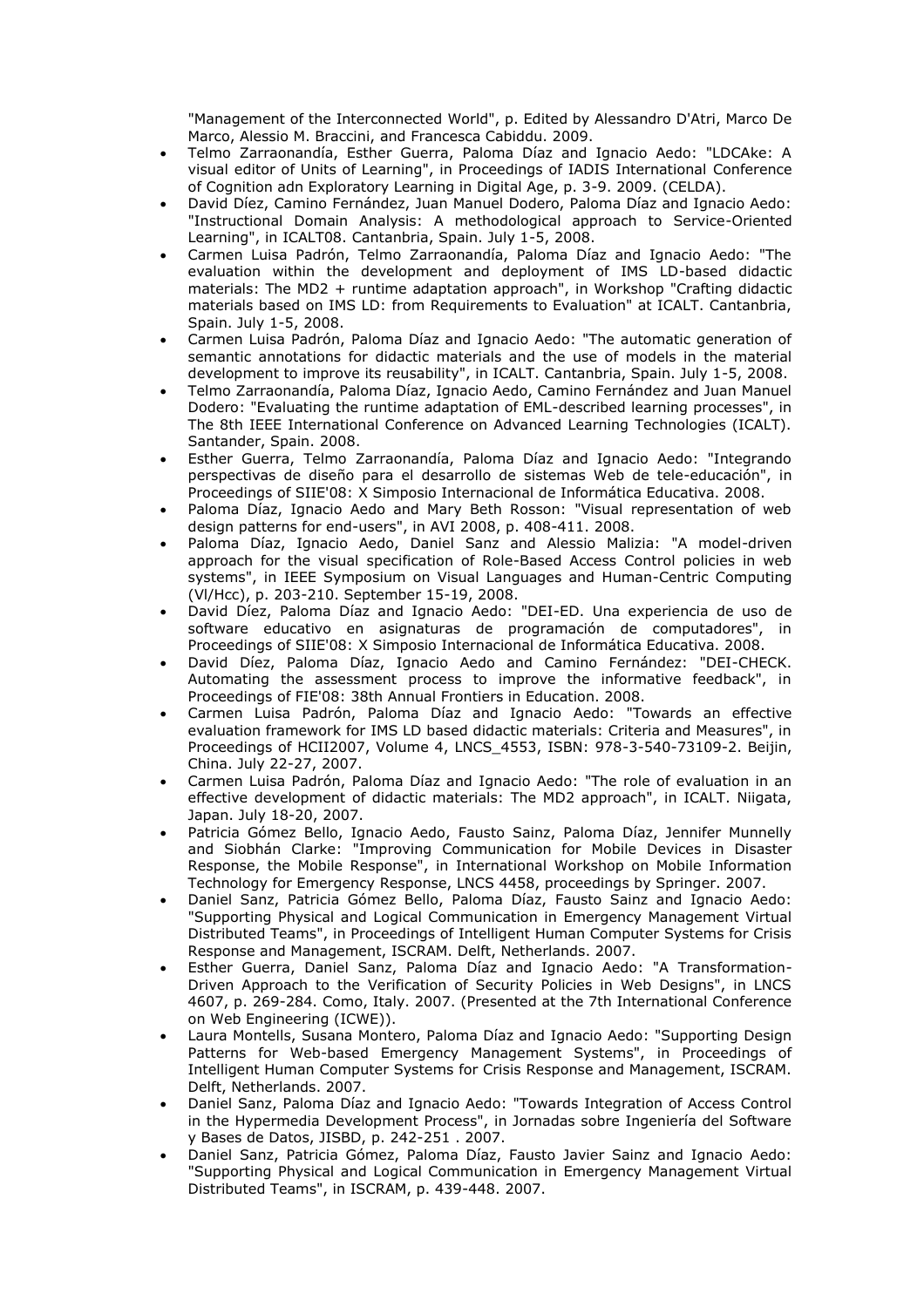"Management of the Interconnected World", p. Edited by Alessandro D'Atri, Marco De Marco, Alessio M. Braccini, and Francesca Cabiddu. 2009.

- Telmo Zarraonandía, Esther Guerra, Paloma Díaz and Ignacio Aedo: "LDCAke: A visual editor of Units of Learning", in Proceedings of IADIS International Conference of Cognition adn Exploratory Learning in Digital Age, p. 3-9. 2009. (CELDA).
- David Díez, Camino Fernández, Juan Manuel Dodero, Paloma Díaz and Ignacio Aedo: "Instructional Domain Analysis: A methodological approach to Service-Oriented Learning", in ICALT08. Cantanbria, Spain. July 1-5, 2008.
- Carmen Luisa Padrón, Telmo Zarraonandía, Paloma Díaz and Ignacio Aedo: "The evaluation within the development and deployment of IMS LD-based didactic materials: The MD2 + runtime adaptation approach", in Workshop "Crafting didactic materials based on IMS LD: from Requirements to Evaluation" at ICALT. Cantanbria, Spain. July 1-5, 2008.
- Carmen Luisa Padrón, Paloma Díaz and Ignacio Aedo: "The automatic generation of semantic annotations for didactic materials and the use of models in the material development to improve its reusability", in ICALT. Cantanbria, Spain. July 1-5, 2008.
- Telmo Zarraonandía, Paloma Díaz, Ignacio Aedo, Camino Fernández and Juan Manuel Dodero: "Evaluating the runtime adaptation of EML-described learning processes", in The 8th IEEE International Conference on Advanced Learning Technologies (ICALT). Santander, Spain. 2008.
- Esther Guerra, Telmo Zarraonandía, Paloma Díaz and Ignacio Aedo: "Integrando perspectivas de diseño para el desarrollo de sistemas Web de tele-educación", in Proceedings of SIIE'08: X Simposio Internacional de Informática Educativa. 2008.
- Paloma Díaz, Ignacio Aedo and Mary Beth Rosson: "Visual representation of web design patterns for end-users", in AVI 2008, p. 408-411. 2008.
- Paloma Díaz, Ignacio Aedo, Daniel Sanz and Alessio Malizia: "A model-driven approach for the visual specification of Role-Based Access Control policies in web systems", in IEEE Symposium on Visual Languages and Human-Centric Computing (Vl/Hcc), p. 203-210. September 15-19, 2008.
- David Díez, Paloma Díaz and Ignacio Aedo: "DEI-ED. Una experiencia de uso de software educativo en asignaturas de programación de computadores", in Proceedings of SIIE'08: X Simposio Internacional de Informática Educativa. 2008.
- David Díez, Paloma Díaz, Ignacio Aedo and Camino Fernández: "DEI-CHECK. Automating the assessment process to improve the informative feedback", in Proceedings of FIE'08: 38th Annual Frontiers in Education. 2008.
- Carmen Luisa Padrón, Paloma Díaz and Ignacio Aedo: "Towards an effective evaluation framework for IMS LD based didactic materials: Criteria and Measures", in Proceedings of HCII2007, Volume 4, LNCS_4553, ISBN: 978-3-540-73109-2. Beijin, China. July 22-27, 2007.
- Carmen Luisa Padrón, Paloma Díaz and Ignacio Aedo: "The role of evaluation in an effective development of didactic materials: The MD2 approach", in ICALT. Niigata, Japan. July 18-20, 2007.
- Patricia Gómez Bello, Ignacio Aedo, Fausto Sainz, Paloma Díaz, Jennifer Munnelly and Siobhán Clarke: "Improving Communication for Mobile Devices in Disaster Response, the Mobile Response", in International Workshop on Mobile Information Technology for Emergency Response, LNCS 4458, proceedings by Springer. 2007.
- Daniel Sanz, Patricia Gómez Bello, Paloma Díaz, Fausto Sainz and Ignacio Aedo: "Supporting Physical and Logical Communication in Emergency Management Virtual Distributed Teams", in Proceedings of Intelligent Human Computer Systems for Crisis Response and Management, ISCRAM. Delft, Netherlands. 2007.
- Esther Guerra, Daniel Sanz, Paloma Díaz and Ignacio Aedo: "A Transformation-Driven Approach to the Verification of Security Policies in Web Designs", in LNCS 4607, p. 269-284. Como, Italy. 2007. (Presented at the 7th International Conference on Web Engineering (ICWE)).
- Laura Montells, Susana Montero, Paloma Díaz and Ignacio Aedo: "Supporting Design Patterns for Web-based Emergency Management Systems", in Proceedings of Intelligent Human Computer Systems for Crisis Response and Management, ISCRAM. Delft, Netherlands. 2007.
- Daniel Sanz, Paloma Díaz and Ignacio Aedo: "Towards Integration of Access Control in the Hypermedia Development Process", in Jornadas sobre Ingeniería del Software y Bases de Datos, JISBD, p. 242-251 . 2007.
- Daniel Sanz, Patricia Gómez, Paloma Díaz, Fausto Javier Sainz and Ignacio Aedo: "Supporting Physical and Logical Communication in Emergency Management Virtual Distributed Teams", in ISCRAM, p. 439-448. 2007.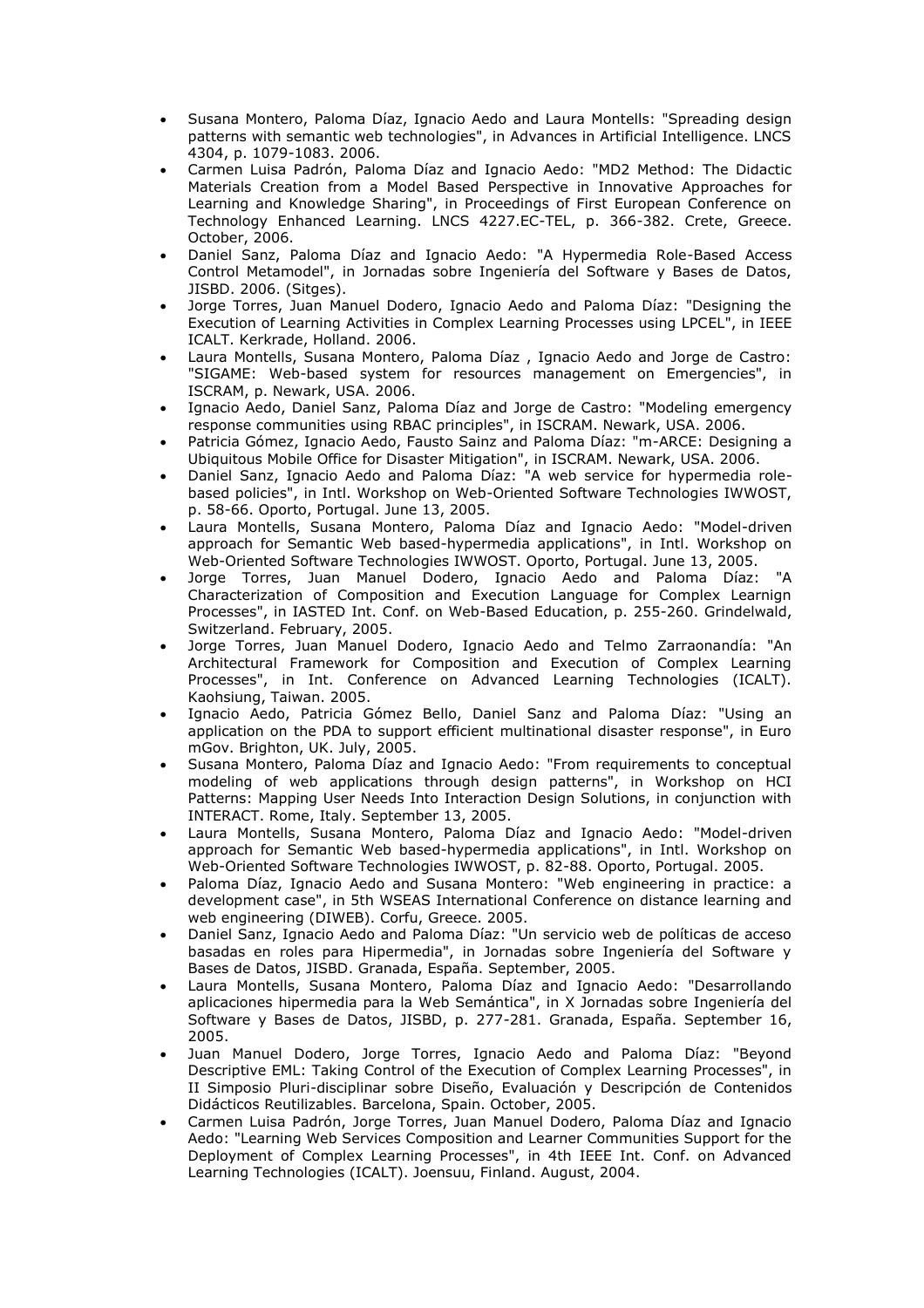- Susana Montero, Paloma Díaz, Ignacio Aedo and Laura Montells: "Spreading design patterns with semantic web technologies", in Advances in Artificial Intelligence. LNCS 4304, p. 1079-1083. 2006.
- Carmen Luisa Padrón, Paloma Díaz and Ignacio Aedo: "MD2 Method: The Didactic Materials Creation from a Model Based Perspective in Innovative Approaches for Learning and Knowledge Sharing", in Proceedings of First European Conference on Technology Enhanced Learning. LNCS 4227.EC-TEL, p. 366-382. Crete, Greece. October, 2006.
- Daniel Sanz, Paloma Díaz and Ignacio Aedo: "A Hypermedia Role-Based Access Control Metamodel", in Jornadas sobre Ingeniería del Software y Bases de Datos, JISBD. 2006. (Sitges).
- Jorge Torres, Juan Manuel Dodero, Ignacio Aedo and Paloma Díaz: "Designing the Execution of Learning Activities in Complex Learning Processes using LPCEL", in IEEE ICALT. Kerkrade, Holland. 2006.
- Laura Montells, Susana Montero, Paloma Díaz , Ignacio Aedo and Jorge de Castro: "SIGAME: Web-based system for resources management on Emergencies", in ISCRAM, p. Newark, USA. 2006.
- Ignacio Aedo, Daniel Sanz, Paloma Díaz and Jorge de Castro: "Modeling emergency response communities using RBAC principles", in ISCRAM. Newark, USA. 2006.
- Patricia Gómez, Ignacio Aedo, Fausto Sainz and Paloma Díaz: "m-ARCE: Designing a Ubiquitous Mobile Office for Disaster Mitigation", in ISCRAM. Newark, USA. 2006.
- Daniel Sanz, Ignacio Aedo and Paloma Díaz: "A web service for hypermedia role-based policies", in Intl. Workshop on Web-Oriented Software Technologies IWWOST, p. 58-66. Oporto, Portugal. June 13, 2005.
- Laura Montells, Susana Montero, Paloma Díaz and Ignacio Aedo: "Model-driven approach for Semantic Web based-hypermedia applications", in Intl. Workshop on Web-Oriented Software Technologies IWWOST. Oporto, Portugal. June 13, 2005.
- Jorge Torres, Juan Manuel Dodero, Ignacio Aedo and Paloma Díaz: "A Characterization of Composition and Execution Language for Complex Learnign Processes", in IASTED Int. Conf. on Web-Based Education, p. 255-260. Grindelwald, Switzerland. February, 2005.
- Jorge Torres, Juan Manuel Dodero, Ignacio Aedo and Telmo Zarraonandía: "An Architectural Framework for Composition and Execution of Complex Learning Processes", in Int. Conference on Advanced Learning Technologies (ICALT). Kaohsiung, Taiwan. 2005.
- Ignacio Aedo, Patricia Gómez Bello, Daniel Sanz and Paloma Díaz: "Using an application on the PDA to support efficient multinational disaster response", in Euro mGov. Brighton, UK. July, 2005.
- Susana Montero, Paloma Díaz and Ignacio Aedo: "From requirements to conceptual modeling of web applications through design patterns", in Workshop on HCI Patterns: Mapping User Needs Into Interaction Design Solutions, in conjunction with INTERACT. Rome, Italy. September 13, 2005.
- Laura Montells, Susana Montero, Paloma Díaz and Ignacio Aedo: "Model-driven approach for Semantic Web based-hypermedia applications", in Intl. Workshop on Web-Oriented Software Technologies IWWOST, p. 82-88. Oporto, Portugal. 2005.
- Paloma Díaz, Ignacio Aedo and Susana Montero: "Web engineering in practice: a development case", in 5th WSEAS International Conference on distance learning and web engineering (DIWEB). Corfu, Greece. 2005.
- Daniel Sanz, Ignacio Aedo and Paloma Díaz: "Un servicio web de políticas de acceso basadas en roles para Hipermedia", in Jornadas sobre Ingeniería del Software y Bases de Datos, JISBD. Granada, España. September, 2005.
- Laura Montells, Susana Montero, Paloma Díaz and Ignacio Aedo: "Desarrollando aplicaciones hipermedia para la Web Semántica", in X Jornadas sobre Ingeniería del Software y Bases de Datos, JISBD, p. 277-281. Granada, España. September 16, 2005.
- Juan Manuel Dodero, Jorge Torres, Ignacio Aedo and Paloma Díaz: "Beyond Descriptive EML: Taking Control of the Execution of Complex Learning Processes", in II Simposio Pluri-disciplinar sobre Diseño, Evaluación y Descripción de Contenidos Didácticos Reutilizables. Barcelona, Spain. October, 2005.
- Carmen Luisa Padrón, Jorge Torres, Juan Manuel Dodero, Paloma Díaz and Ignacio Aedo: "Learning Web Services Composition and Learner Communities Support for the Deployment of Complex Learning Processes", in 4th IEEE Int. Conf. on Advanced Learning Technologies (ICALT). Joensuu, Finland. August, 2004.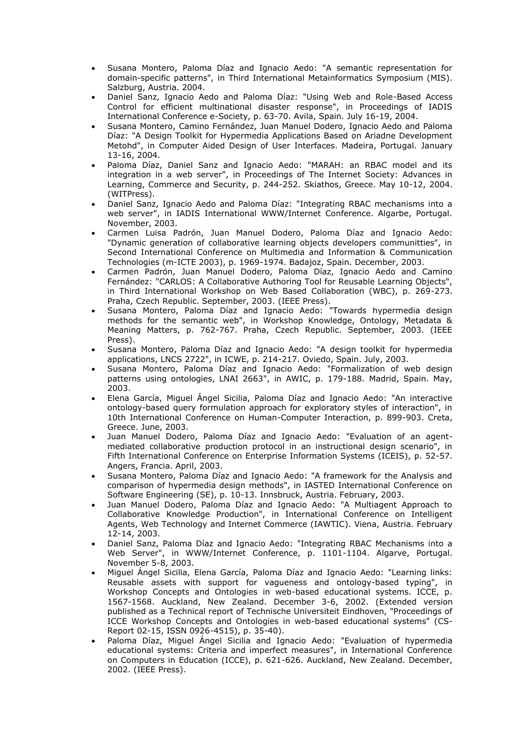- Susana Montero, Paloma Díaz and Ignacio Aedo: "A semantic representation for domain-specific patterns", in Third International Metainformatics Symposium (MIS). Salzburg, Austria. 2004.
- Daniel Sanz, Ignacio Aedo and Paloma Díaz: "Using Web and Role-Based Access Control for efficient multinational disaster response", in Proceedings of IADIS International Conference e-Society, p. 63-70. Avila, Spain. July 16-19, 2004.
- Susana Montero, Camino Fernández, Juan Manuel Dodero, Ignacio Aedo and Paloma Díaz: "A Design Toolkit for Hypermedia Applications Based on Ariadne Development Metohd", in Computer Aided Design of User Interfaces. Madeira, Portugal. January 13-16, 2004.
- Paloma Díaz, Daniel Sanz and Ignacio Aedo: "MARAH: an RBAC model and its integration in a web server", in Proceedings of The Internet Society: Advances in Learning, Commerce and Security, p. 244-252. Skiathos, Greece. May 10-12, 2004. (WITPress).
- Daniel Sanz, Ignacio Aedo and Paloma Díaz: "Integrating RBAC mechanisms into a web server", in IADIS International WWW/Internet Conference. Algarbe, Portugal. November, 2003.
- Carmen Luisa Padrón, Juan Manuel Dodero, Paloma Díaz and Ignacio Aedo: "Dynamic generation of collaborative learning objects developers communitties", in Second International Conference on Multimedia and Information & Communication Technologies (m-ICTE 2003), p. 1969-1974. Badajoz, Spain. December, 2003.
- Carmen Padrón, Juan Manuel Dodero, Paloma Díaz, Ignacio Aedo and Camino Fernández: "CARLOS: A Collaborative Authoring Tool for Reusable Learning Objects", in Third International Workshop on Web Based Collaboration (WBC), p. 269-273. Praha, Czech Republic. September, 2003. (IEEE Press).
- Susana Montero, Paloma Díaz and Ignacio Aedo: "Towards hypermedia design methods for the semantic web", in Workshop Knowledge, Ontology, Metadata & Meaning Matters, p. 762-767. Praha, Czech Republic. September, 2003. (IEEE Press).
- Susana Montero, Paloma Díaz and Ignacio Aedo: "A design toolkit for hypermedia applications, LNCS 2722", in ICWE, p. 214-217. Oviedo, Spain. July, 2003.
- Susana Montero, Paloma Díaz and Ignacio Aedo: "Formalization of web design patterns using ontologies, LNAI 2663", in AWIC, p. 179-188. Madrid, Spain. May, 2003.
- Elena García, Miguel Ángel Sicilia, Paloma Díaz and Ignacio Aedo: "An interactive ontology-based query formulation approach for exploratory styles of interaction", in 10th International Conference on Human-Computer Interaction, p. 899-903. Creta, Greece. June, 2003.
- Juan Manuel Dodero, Paloma Díaz and Ignacio Aedo: "Evaluation of an agent-mediated collaborative production protocol in an instructional design scenario", in Fifth International Conference on Enterprise Information Systems (ICEIS), p. 52-57. Angers, Francia. April, 2003.
- Susana Montero, Paloma Díaz and Ignacio Aedo: "A framework for the Analysis and comparison of hypermedia design methods", in IASTED International Conference on Software Engineering (SE), p. 10-13. Innsbruck, Austria. February, 2003.
- Juan Manuel Dodero, Paloma Díaz and Ignacio Aedo: "A Multiagent Approach to Collaborative Knowledge Production", in International Conference on Intelligent Agents, Web Technology and Internet Commerce (IAWTIC). Viena, Austria. February 12-14, 2003.
- Daniel Sanz, Paloma Díaz and Ignacio Aedo: "Integrating RBAC Mechanisms into a Web Server", in WWW/Internet Conference, p. 1101-1104. Algarve, Portugal. November 5-8, 2003.
- Miguel Ángel Sicilia, Elena García, Paloma Díaz and Ignacio Aedo: "Learning links: Reusable assets with support for vagueness and ontology-based typing", in Workshop Concepts and Ontologies in web-based educational systems. ICCE, p. 1567-1568. Auckland, New Zealand. December 3-6, 2002. (Extended version published as a Technical report of Technische Universiteit Eindhoven, "Proceedings of ICCE Workshop Concepts and Ontologies in web-based educational systems" (CS-Report 02-15, ISSN 0926-4515), p. 35-40).
- Paloma Díaz, Miguel Ángel Sicilia and Ignacio Aedo: "Evaluation of hypermedia educational systems: Criteria and imperfect measures", in International Conference on Computers in Education (ICCE), p. 621-626. Auckland, New Zealand. December, 2002. (IEEE Press).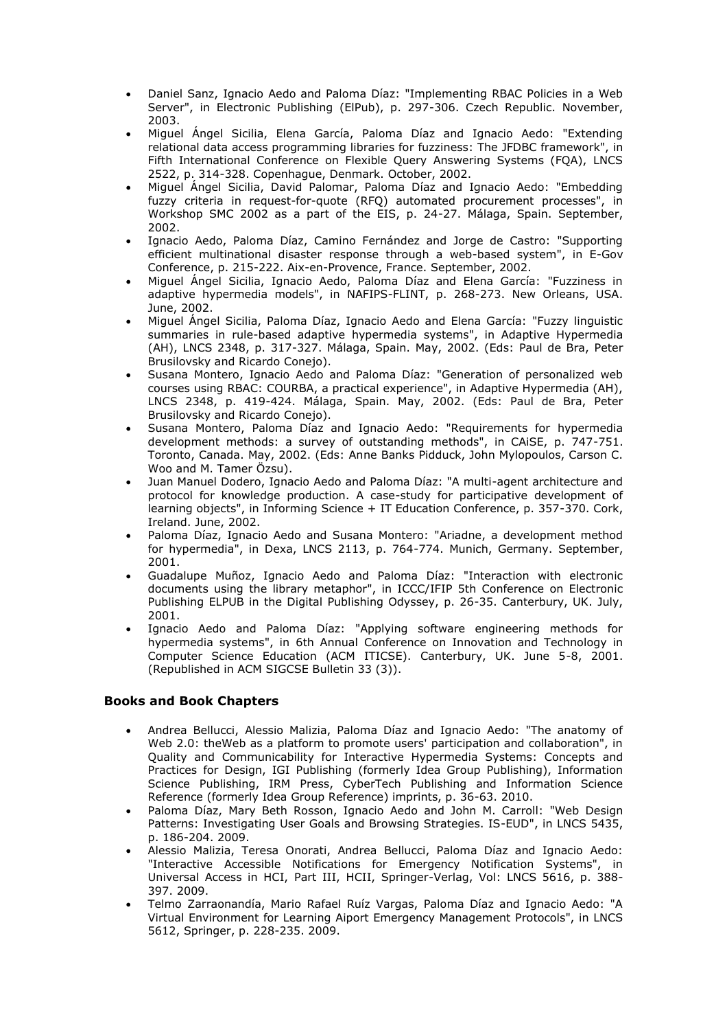- Daniel Sanz, Ignacio Aedo and Paloma Díaz: "Implementing RBAC Policies in a Web Server", in Electronic Publishing (ElPub), p. 297-306. Czech Republic. November, 2003.
- Miguel Ángel Sicilia, Elena García, Paloma Díaz and Ignacio Aedo: "Extending relational data access programming libraries for fuzziness: The JFDBC framework", in Fifth International Conference on Flexible Query Answering Systems (FQA), LNCS 2522, p. 314-328. Copenhague, Denmark. October, 2002.
- Miguel Ángel Sicilia, David Palomar, Paloma Díaz and Ignacio Aedo: "Embedding fuzzy criteria in request-for-quote (RFQ) automated procurement processes", in Workshop SMC 2002 as a part of the EIS, p. 24-27. Málaga, Spain. September, 2002.
- Ignacio Aedo, Paloma Díaz, Camino Fernández and Jorge de Castro: "Supporting efficient multinational disaster response through a web-based system", in E-Gov Conference, p. 215-222. Aix-en-Provence, France. September, 2002.
- Miguel Ángel Sicilia, Ignacio Aedo, Paloma Díaz and Elena García: "Fuzziness in adaptive hypermedia models", in NAFIPS-FLINT, p. 268-273. New Orleans, USA. June, 2002.
- Miguel Ángel Sicilia, Paloma Díaz, Ignacio Aedo and Elena García: "Fuzzy linguistic summaries in rule-based adaptive hypermedia systems", in Adaptive Hypermedia (AH), LNCS 2348, p. 317-327. Málaga, Spain. May, 2002. (Eds: Paul de Bra, Peter Brusilovsky and Ricardo Conejo).
- Susana Montero, Ignacio Aedo and Paloma Díaz: "Generation of personalized web courses using RBAC: COURBA, a practical experience", in Adaptive Hypermedia (AH), LNCS 2348, p. 419-424. Málaga, Spain. May, 2002. (Eds: Paul de Bra, Peter Brusilovsky and Ricardo Conejo).
- Susana Montero, Paloma Díaz and Ignacio Aedo: "Requirements for hypermedia development methods: a survey of outstanding methods", in CAiSE, p. 747-751. Toronto, Canada. May, 2002. (Eds: Anne Banks Pidduck, John Mylopoulos, Carson C. Woo and M. Tamer Özsu).
- Juan Manuel Dodero, Ignacio Aedo and Paloma Díaz: "A multi-agent architecture and protocol for knowledge production. A case-study for participative development of learning objects", in Informing Science + IT Education Conference, p. 357-370. Cork, Ireland. June, 2002.
- Paloma Díaz, Ignacio Aedo and Susana Montero: "Ariadne, a development method for hypermedia", in Dexa, LNCS 2113, p. 764-774. Munich, Germany. September, 2001.
- Guadalupe Muñoz, Ignacio Aedo and Paloma Díaz: "Interaction with electronic documents using the library metaphor", in ICCC/IFIP 5th Conference on Electronic Publishing ELPUB in the Digital Publishing Odyssey, p. 26-35. Canterbury, UK. July, 2001.
- Ignacio Aedo and Paloma Díaz: "Applying software engineering methods for hypermedia systems", in 6th Annual Conference on Innovation and Technology in Computer Science Education (ACM ITICSE). Canterbury, UK. June 5-8, 2001. (Republished in ACM SIGCSE Bulletin 33 (3)).

### Books and Book Chapters

- Andrea Bellucci, Alessio Malizia, Paloma Díaz and Ignacio Aedo: "The anatomy of Web 2.0: theWeb as a platform to promote users' participation and collaboration", in Quality and Communicability for Interactive Hypermedia Systems: Concepts and Practices for Design, IGI Publishing (formerly Idea Group Publishing), Information Science Publishing, IRM Press, CyberTech Publishing and Information Science Reference (formerly Idea Group Reference) imprints, p. 36-63. 2010.
- Paloma Díaz, Mary Beth Rosson, Ignacio Aedo and John M. Carroll: "Web Design Patterns: Investigating User Goals and Browsing Strategies. IS-EUD", in LNCS 5435, p. 186-204. 2009.
- Alessio Malizia, Teresa Onorati, Andrea Bellucci, Paloma Díaz and Ignacio Aedo: "Interactive Accessible Notifications for Emergency Notification Systems", in Universal Access in HCI, Part III, HCII, Springer-Verlag, Vol: LNCS 5616, p. 388-397. 2009.
- Telmo Zarraonandía, Mario Rafael Ruíz Vargas, Paloma Díaz and Ignacio Aedo: "A Virtual Environment for Learning Aiport Emergency Management Protocols", in LNCS 5612, Springer, p. 228-235. 2009.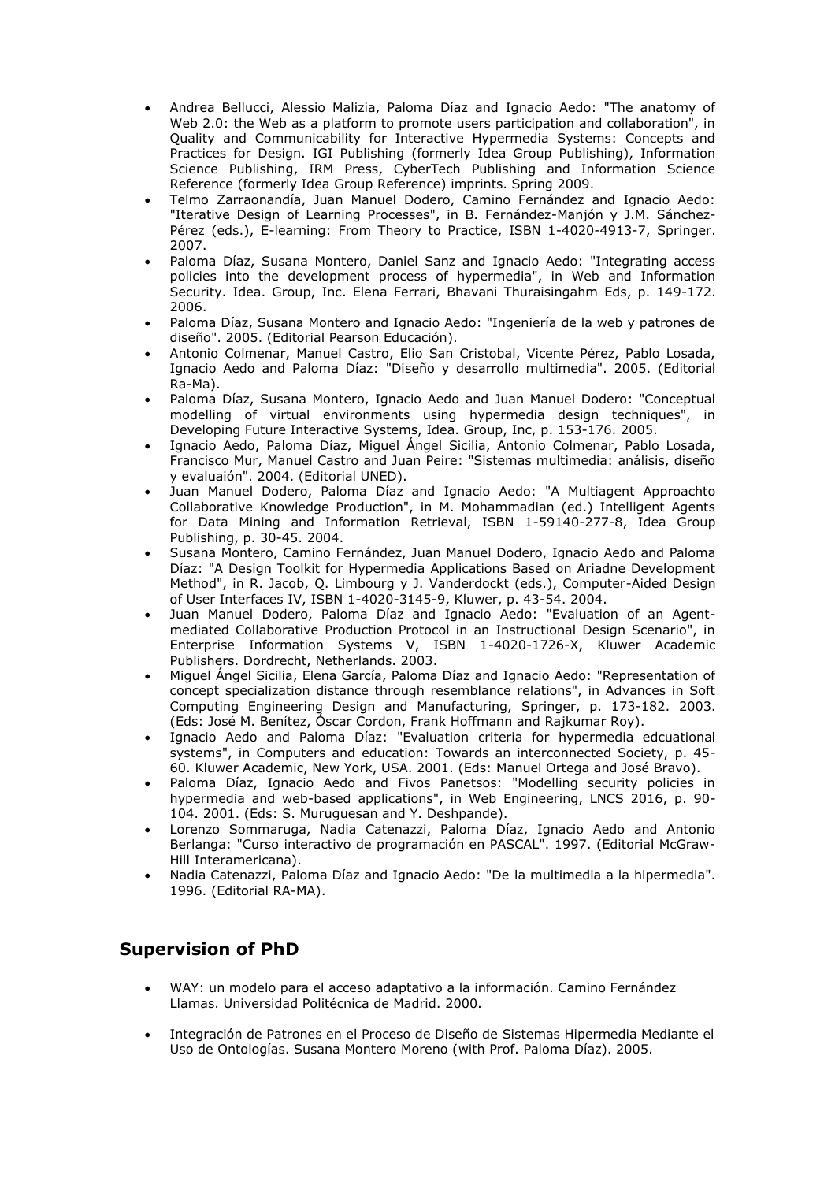- Andrea Bellucci, Alessio Malizia, Paloma Díaz and Ignacio Aedo: "The anatomy of Web 2.0: the Web as a platform to promote users participation and collaboration", in Quality and Communicability for Interactive Hypermedia Systems: Concepts and Practices for Design. IGI Publishing (formerly Idea Group Publishing), Information Science Publishing, IRM Press, CyberTech Publishing and Information Science Reference (formerly Idea Group Reference) imprints. Spring 2009.
- Telmo Zarraonandía, Juan Manuel Dodero, Camino Fernández and Ignacio Aedo: "Iterative Design of Learning Processes", in B. Fernández-Manjón y J.M. Sánchez-Pérez (eds.), E-learning: From Theory to Practice, ISBN 1-4020-4913-7, Springer. 2007.
- Paloma Díaz, Susana Montero, Daniel Sanz and Ignacio Aedo: "Integrating access policies into the development process of hypermedia", in Web and Information Security. Idea. Group, Inc. Elena Ferrari, Bhavani Thuraisingahm Eds, p. 149-172. 2006.
- Paloma Díaz, Susana Montero and Ignacio Aedo: "Ingeniería de la web y patrones de diseño". 2005. (Editorial Pearson Educación).
- Antonio Colmenar, Manuel Castro, Elio San Cristobal, Vicente Pérez, Pablo Losada, Ignacio Aedo and Paloma Díaz: "Diseño y desarrollo multimedia". 2005. (Editorial Ra-Ma).
- Paloma Díaz, Susana Montero, Ignacio Aedo and Juan Manuel Dodero: "Conceptual modelling of virtual environments using hypermedia design techniques", in Developing Future Interactive Systems, Idea. Group, Inc, p. 153-176. 2005.
- Ignacio Aedo, Paloma Díaz, Miguel Ángel Sicilia, Antonio Colmenar, Pablo Losada, Francisco Mur, Manuel Castro and Juan Peire: "Sistemas multimedia: análisis, diseño y evaluaión". 2004. (Editorial UNED).
- Juan Manuel Dodero, Paloma Díaz and Ignacio Aedo: "A Multiagent Approachto Collaborative Knowledge Production", in M. Mohammadian (ed.) Intelligent Agents for Data Mining and Information Retrieval, ISBN 1-59140-277-8, Idea Group Publishing, p. 30-45. 2004.
- Susana Montero, Camino Fernández, Juan Manuel Dodero, Ignacio Aedo and Paloma Díaz: "A Design Toolkit for Hypermedia Applications Based on Ariadne Development Method", in R. Jacob, Q. Limbourg y J. Vanderdockt (eds.), Computer-Aided Design of User Interfaces IV, ISBN 1-4020-3145-9, Kluwer, p. 43-54. 2004.
- Juan Manuel Dodero, Paloma Díaz and Ignacio Aedo: "Evaluation of an Agent-mediated Collaborative Production Protocol in an Instructional Design Scenario", in Enterprise Information Systems V, ISBN 1-4020-1726-X, Kluwer Academic Publishers. Dordrecht, Netherlands. 2003.
- Miguel Ángel Sicilia, Elena García, Paloma Díaz and Ignacio Aedo: "Representation of concept specialization distance through resemblance relations", in Advances in Soft Computing Engineering Design and Manufacturing, Springer, p. 173-182. 2003. (Eds: José M. Benítez, Óscar Cordon, Frank Hoffmann and Rajkumar Roy).
- Ignacio Aedo and Paloma Díaz: "Evaluation criteria for hypermedia edcuational systems", in Computers and education: Towards an interconnected Society, p. 45-60. Kluwer Academic, New York, USA. 2001. (Eds: Manuel Ortega and José Bravo).
- Paloma Díaz, Ignacio Aedo and Fivos Panetsos: "Modelling security policies in hypermedia and web-based applications", in Web Engineering, LNCS 2016, p. 90-104. 2001. (Eds: S. Muruguesan and Y. Deshpande).
- Lorenzo Sommaruga, Nadia Catenazzi, Paloma Díaz, Ignacio Aedo and Antonio Berlanga: "Curso interactivo de programación en PASCAL". 1997. (Editorial McGraw-Hill Interamericana).
- Nadia Catenazzi, Paloma Díaz and Ignacio Aedo: "De la multimedia a la hipermedia". 1996. (Editorial RA-MA).

## Supervision of PhD

- WAY: un modelo para el acceso adaptativo a la información. Camino Fernández Llamas. Universidad Politécnica de Madrid. 2000.
- Integración de Patrones en el Proceso de Diseño de Sistemas Hipermedia Mediante el Uso de Ontologías. Susana Montero Moreno (with Prof. Paloma Díaz). 2005.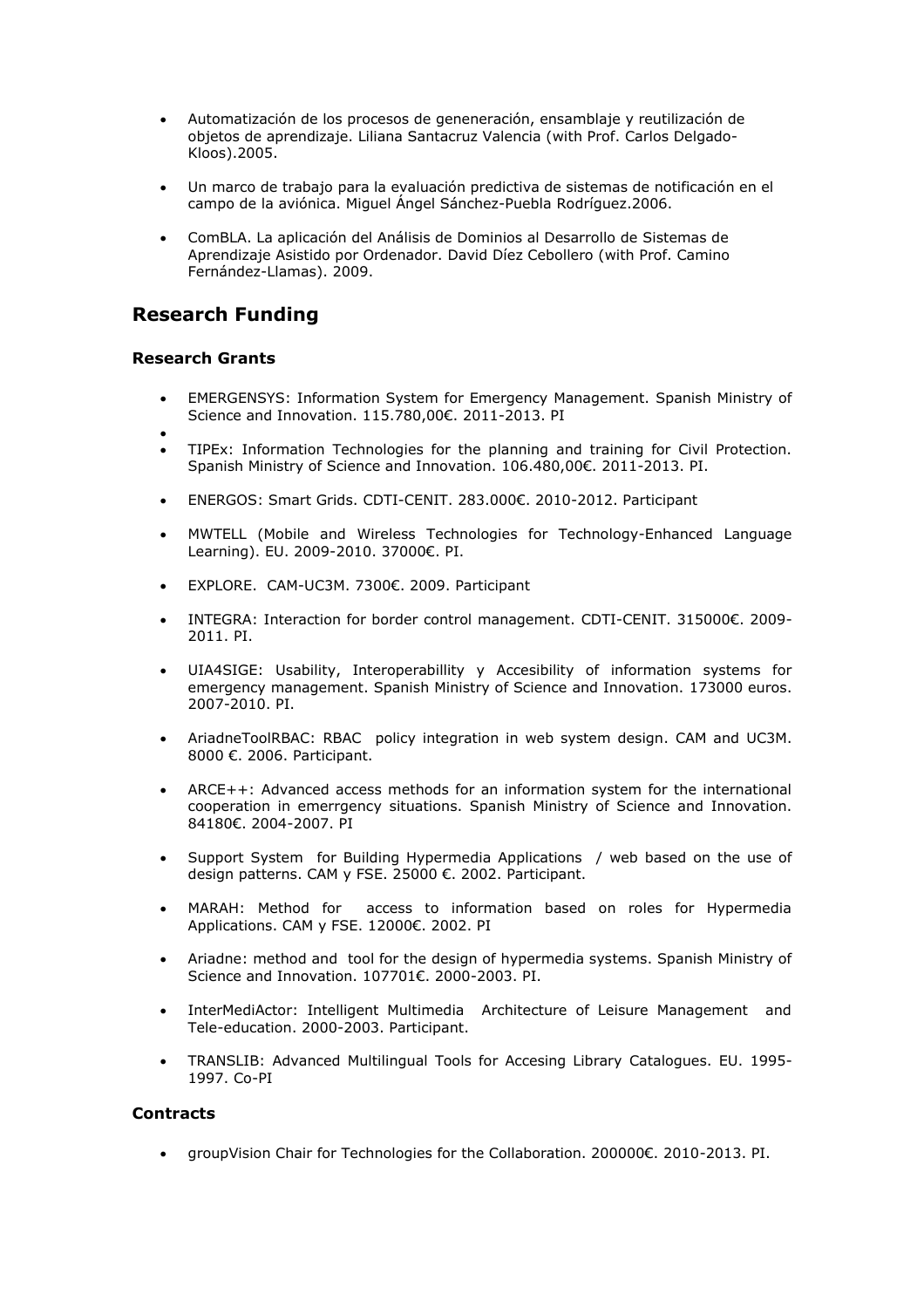- Automatización de los procesos de geneneración, ensamblaje y reutilización de objetos de aprendizaje. Liliana Santacruz Valencia (with Prof. Carlos Delgado-Kloos).2005.

- Un marco de trabajo para la evaluación predictiva de sistemas de notificación en el campo de la aviónica. Miguel Ángel Sánchez-Puebla Rodríguez.2006.

- ComBLA. La aplicación del Análisis de Dominios al Desarrollo de Sistemas de Aprendizaje Asistido por Ordenador. David Díez Cebollero (with Prof. Camino Fernández-Llamas). 2009.

## Research Funding

### Research Grants

- EMERGENSYS: Information System for Emergency Management. Spanish Ministry of Science and Innovation. 115.780,00€. 2011-2013. PI
- 
- TIPEx: Information Technologies for the planning and training for Civil Protection. Spanish Ministry of Science and Innovation. 106.480,00€. 2011-2013. PI.

- ENERGOS: Smart Grids. CDTI-CENIT. 283.000€. 2010-2012. Participant

- MWTELL (Mobile and Wireless Technologies for Technology-Enhanced Language Learning). EU. 2009-2010. 37000€. PI.

- EXPLORE. CAM-UC3M. 7300€. 2009. Participant

- INTEGRA: Interaction for border control management. CDTI-CENIT. 315000€. 2009-2011. PI.

- UIA4SIGE: Usability, Interoperabillity y Accesibility of information systems for emergency management. Spanish Ministry of Science and Innovation. 173000 euros. 2007-2010. PI.

- AriadneToolRBAC: RBAC policy integration in web system design. CAM and UC3M. 8000 €. 2006. Participant.

- ARCE++: Advanced access methods for an information system for the international cooperation in emerrgency situations. Spanish Ministry of Science and Innovation. 84180€. 2004-2007. PI

- Support System for Building Hypermedia Applications / web based on the use of design patterns. CAM y FSE. 25000 €. 2002. Participant.

- MARAH: Method for access to information based on roles for Hypermedia Applications. CAM y FSE. 12000€. 2002. PI

- Ariadne: method and tool for the design of hypermedia systems. Spanish Ministry of Science and Innovation. 107701€. 2000-2003. PI.

- InterMediActor: Intelligent Multimedia Architecture of Leisure Management and Tele-education. 2000-2003. Participant.

- TRANSLIB: Advanced Multilingual Tools for Accesing Library Catalogues. EU. 1995-1997. Co-PI

### Contracts

- groupVision Chair for Technologies for the Collaboration. 200000€. 2010-2013. PI.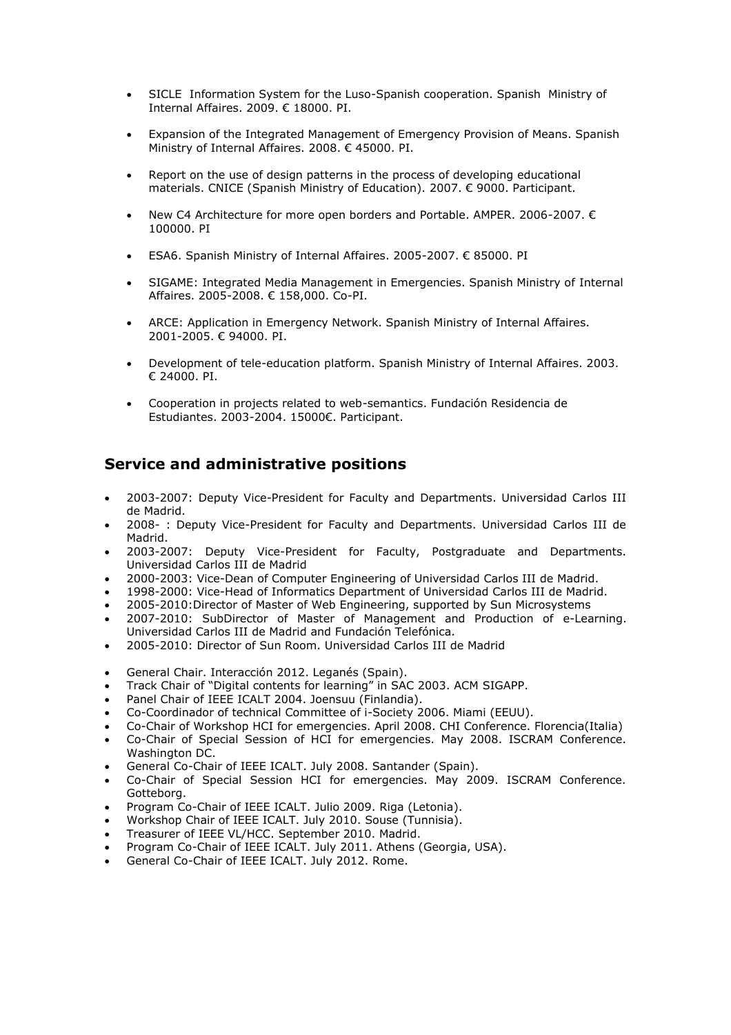- SICLE Information System for the Luso-Spanish cooperation. Spanish Ministry of Internal Affaires. 2009. € 18000. PI.

- Expansion of the Integrated Management of Emergency Provision of Means. Spanish Ministry of Internal Affaires. 2008. € 45000. PI.

- Report on the use of design patterns in the process of developing educational materials. CNICE (Spanish Ministry of Education). 2007. € 9000. Participant.

- New C4 Architecture for more open borders and Portable. AMPER. 2006-2007. € 100000. PI

- ESA6. Spanish Ministry of Internal Affaires. 2005-2007. € 85000. PI

- SIGAME: Integrated Media Management in Emergencies. Spanish Ministry of Internal Affaires. 2005-2008. € 158,000. Co-PI.

- ARCE: Application in Emergency Network. Spanish Ministry of Internal Affaires. 2001-2005. € 94000. PI.

- Development of tele-education platform. Spanish Ministry of Internal Affaires. 2003. € 24000. PI.

- Cooperation in projects related to web-semantics. Fundación Residencia de Estudiantes. 2003-2004. 15000€. Participant.

## Service and administrative positions

- 2003-2007: Deputy Vice-President for Faculty and Departments. Universidad Carlos III de Madrid.
- 2008- : Deputy Vice-President for Faculty and Departments. Universidad Carlos III de Madrid.
- 2003-2007: Deputy Vice-President for Faculty, Postgraduate and Departments. Universidad Carlos III de Madrid
- 2000-2003: Vice-Dean of Computer Engineering of Universidad Carlos III de Madrid.
- 1998-2000: Vice-Head of Informatics Department of Universidad Carlos III de Madrid.
- 2005-2010:Director of Master of Web Engineering, supported by Sun Microsystems
- 2007-2010: SubDirector of Master of Management and Production of e-Learning. Universidad Carlos III de Madrid and Fundación Telefónica.
- 2005-2010: Director of Sun Room. Universidad Carlos III de Madrid

- General Chair. Interacción 2012. Leganés (Spain).
- Track Chair of "Digital contents for learning" in SAC 2003. ACM SIGAPP.
- Panel Chair of IEEE ICALT 2004. Joensuu (Finlandia).
- Co-Coordinador of technical Committee of i-Society 2006. Miami (EEUU).
- Co-Chair of Workshop HCI for emergencies. April 2008. CHI Conference. Florencia(Italia)
- Co-Chair of Special Session of HCI for emergencies. May 2008. ISCRAM Conference. Washington DC.
- General Co-Chair of IEEE ICALT. July 2008. Santander (Spain).
- Co-Chair of Special Session HCI for emergencies. May 2009. ISCRAM Conference. Gotteborg.
- Program Co-Chair of IEEE ICALT. Julio 2009. Riga (Letonia).
- Workshop Chair of IEEE ICALT. July 2010. Souse (Tunnisia).
- Treasurer of IEEE VL/HCC. September 2010. Madrid.
- Program Co-Chair of IEEE ICALT. July 2011. Athens (Georgia, USA).
- General Co-Chair of IEEE ICALT. July 2012. Rome.